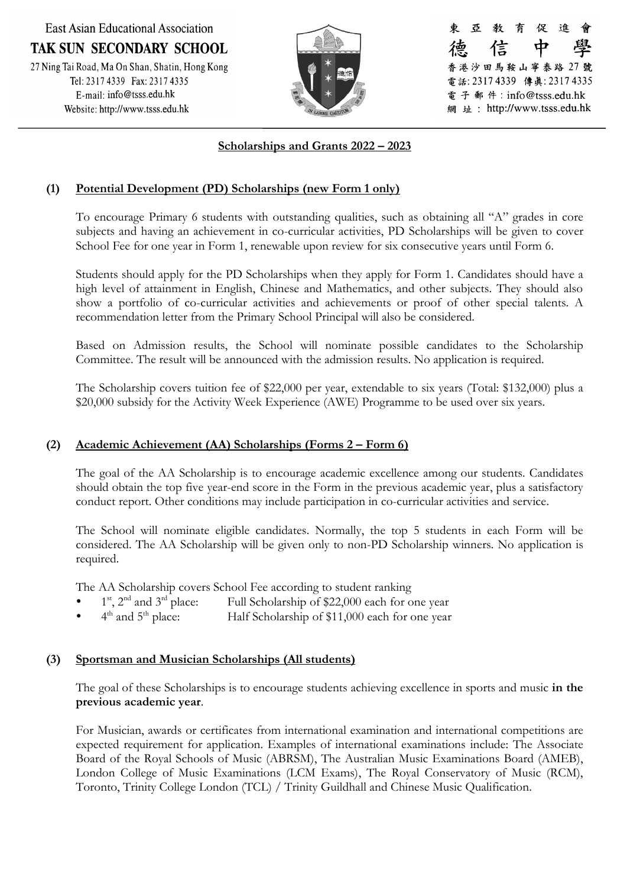East Asian Educational Association
**TAK SUN SECONDARY SCHOOL**
27 Ning Tai Road, Ma On Shan, Shatin, Hong Kong
Tel: 2317 4339 Fax: 2317 4335
E-mail: info@tsss.edu.hk
Website: http://www.tsss.edu.hk

東亞教育促進會
德信中學
香港沙田馬鞍山寧泰路 27 號
電話: 2317 4339 傳真: 2317 4335
電子郵件：info@tsss.edu.hk
網址：http://www.tsss.edu.hk

## Scholarships and Grants 2022 – 2023

### (1) Potential Development (PD) Scholarships (new Form 1 only)

To encourage Primary 6 students with outstanding qualities, such as obtaining all "A" grades in core subjects and having an achievement in co-curricular activities, PD Scholarships will be given to cover School Fee for one year in Form 1, renewable upon review for six consecutive years until Form 6.

Students should apply for the PD Scholarships when they apply for Form 1. Candidates should have a high level of attainment in English, Chinese and Mathematics, and other subjects. They should also show a portfolio of co-curricular activities and achievements or proof of other special talents. A recommendation letter from the Primary School Principal will also be considered.

Based on Admission results, the School will nominate possible candidates to the Scholarship Committee. The result will be announced with the admission results. No application is required.

The Scholarship covers tuition fee of $22,000 per year, extendable to six years (Total: $132,000) plus a $20,000 subsidy for the Activity Week Experience (AWE) Programme to be used over six years.

### (2) Academic Achievement (AA) Scholarships (Forms 2 – Form 6)

The goal of the AA Scholarship is to encourage academic excellence among our students. Candidates should obtain the top five year-end score in the Form in the previous academic year, plus a satisfactory conduct report. Other conditions may include participation in co-curricular activities and service.

The School will nominate eligible candidates. Normally, the top 5 students in each Form will be considered. The AA Scholarship will be given only to non-PD Scholarship winners. No application is required.

The AA Scholarship covers School Fee according to student ranking

- 1st, 2nd and 3rd place: Full Scholarship of $22,000 each for one year
- 4th and 5th place: Half Scholarship of $11,000 each for one year

### (3) Sportsman and Musician Scholarships (All students)

The goal of these Scholarships is to encourage students achieving excellence in sports and music **in the previous academic year**.

For Musician, awards or certificates from international examination and international competitions are expected requirement for application. Examples of international examinations include: The Associate Board of the Royal Schools of Music (ABRSM), The Australian Music Examinations Board (AMEB), London College of Music Examinations (LCM Exams), The Royal Conservatory of Music (RCM), Toronto, Trinity College London (TCL) / Trinity Guildhall and Chinese Music Qualification.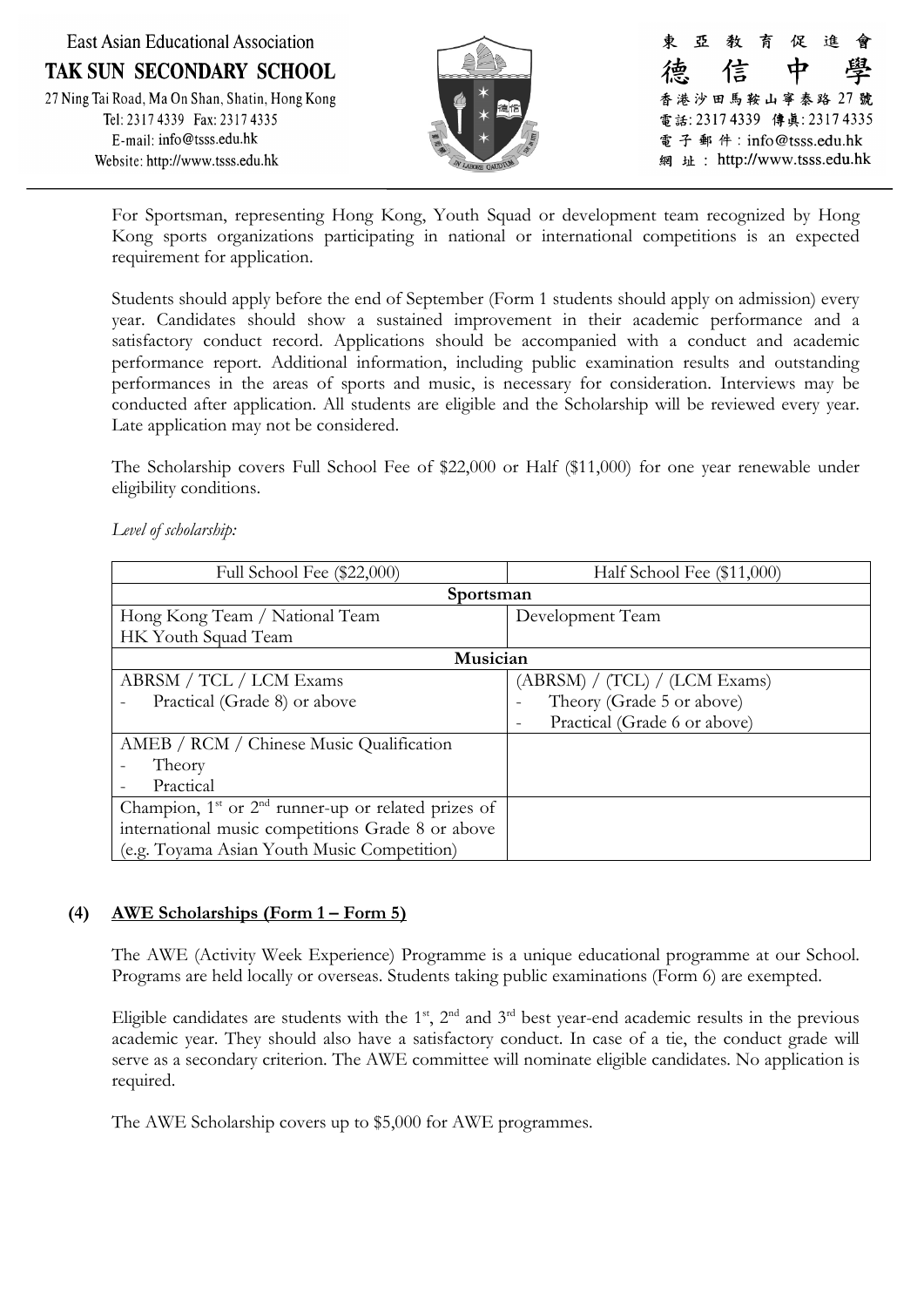For Sportsman, representing Hong Kong, Youth Squad or development team recognized by Hong Kong sports organizations participating in national or international competitions is an expected requirement for application.

Students should apply before the end of September (Form 1 students should apply on admission) every year. Candidates should show a sustained improvement in their academic performance and a satisfactory conduct record. Applications should be accompanied with a conduct and academic performance report. Additional information, including public examination results and outstanding performances in the areas of sports and music, is necessary for consideration. Interviews may be conducted after application. All students are eligible and the Scholarship will be reviewed every year. Late application may not be considered.

The Scholarship covers Full School Fee of $22,000 or Half ($11,000) for one year renewable under eligibility conditions.

*Level of scholarship:*

| Full School Fee ($22,000) | Half School Fee ($11,000) |
|---|---|
| **Sportsman** | |
| Hong Kong Team / National Team<br>HK Youth Squad Team | Development Team |
| **Musician** | |
| ABRSM / TCL / LCM Exams<br>- Practical (Grade 8) or above | (ABRSM) / (TCL) / (LCM Exams)<br>- Theory (Grade 5 or above)<br>- Practical (Grade 6 or above) |
| AMEB / RCM / Chinese Music Qualification<br>- Theory<br>- Practical | |
| Champion, 1st or 2nd runner-up or related prizes of international music competitions Grade 8 or above (e.g. Toyama Asian Youth Music Competition) | |

### (4) AWE Scholarships (Form 1 – Form 5)

The AWE (Activity Week Experience) Programme is a unique educational programme at our School. Programs are held locally or overseas. Students taking public examinations (Form 6) are exempted.

Eligible candidates are students with the 1st, 2nd and 3rd best year-end academic results in the previous academic year. They should also have a satisfactory conduct. In case of a tie, the conduct grade will serve as a secondary criterion. The AWE committee will nominate eligible candidates. No application is required.

The AWE Scholarship covers up to $5,000 for AWE programmes.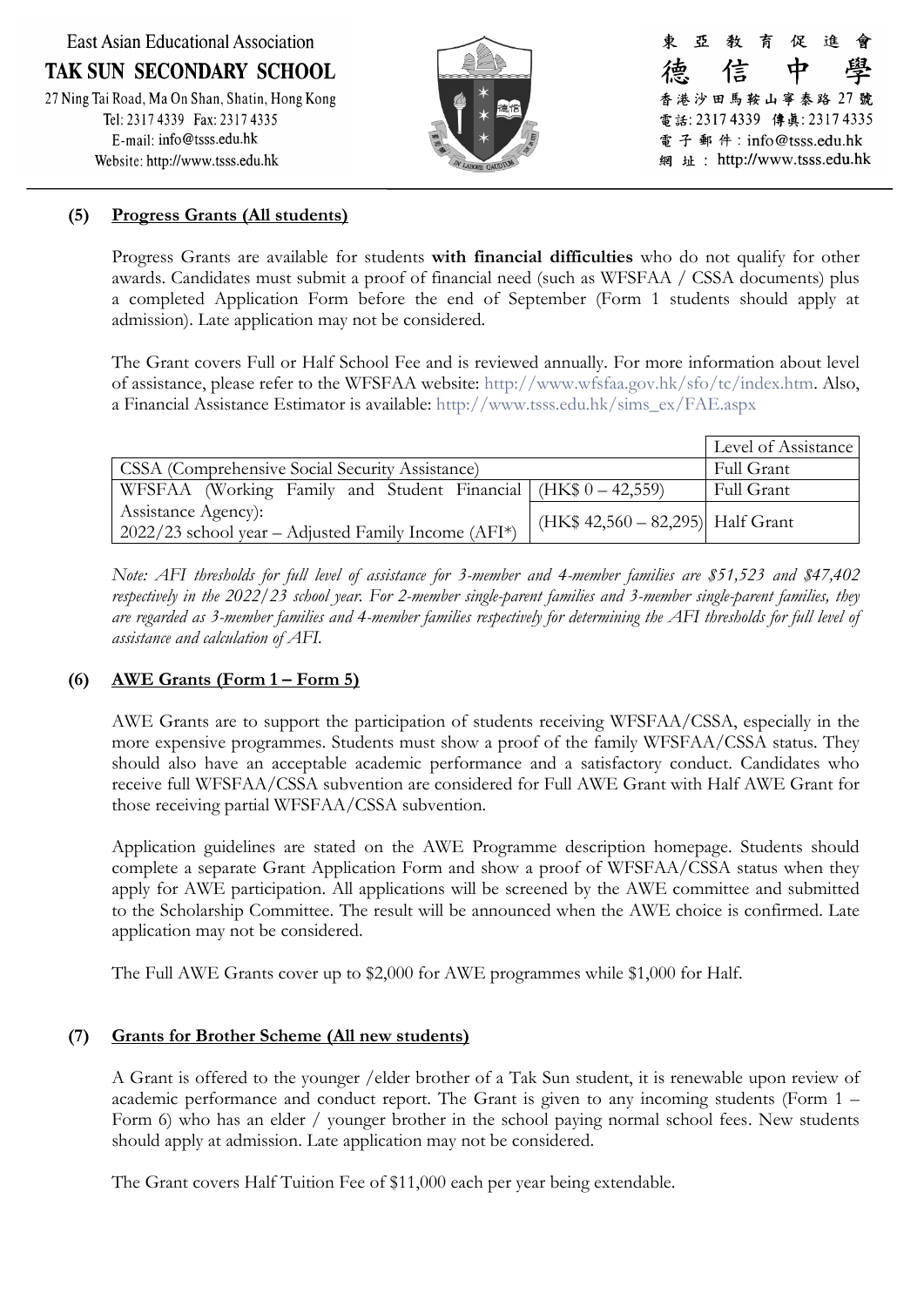### (5) Progress Grants (All students)

Progress Grants are available for students **with financial difficulties** who do not qualify for other awards. Candidates must submit a proof of financial need (such as WFSFAA / CSSA documents) plus a completed Application Form before the end of September (Form 1 students should apply at admission). Late application may not be considered.

The Grant covers Full or Half School Fee and is reviewed annually. For more information about level of assistance, please refer to the WFSFAA website: http://www.wfsfaa.gov.hk/sfo/tc/index.htm. Also, a Financial Assistance Estimator is available: http://www.tsss.edu.hk/sims_ex/FAE.aspx

| | | Level of Assistance |
|---|---|---|
| CSSA (Comprehensive Social Security Assistance) | | Full Grant |
| WFSFAA (Working Family and Student Financial Assistance Agency): 2022/23 school year – Adjusted Family Income (AFI*) | (HK$ 0 – 42,559) | Full Grant |
| | (HK$ 42,560 – 82,295) | Half Grant |

*Note: AFI thresholds for full level of assistance for 3-member and 4-member families are $51,523 and $47,402 respectively in the 2022/23 school year. For 2-member single-parent families and 3-member single-parent families, they are regarded as 3-member families and 4-member families respectively for determining the AFI thresholds for full level of assistance and calculation of AFI.*

### (6) AWE Grants (Form 1 – Form 5)

AWE Grants are to support the participation of students receiving WFSFAA/CSSA, especially in the more expensive programmes. Students must show a proof of the family WFSFAA/CSSA status. They should also have an acceptable academic performance and a satisfactory conduct. Candidates who receive full WFSFAA/CSSA subvention are considered for Full AWE Grant with Half AWE Grant for those receiving partial WFSFAA/CSSA subvention.

Application guidelines are stated on the AWE Programme description homepage. Students should complete a separate Grant Application Form and show a proof of WFSFAA/CSSA status when they apply for AWE participation. All applications will be screened by the AWE committee and submitted to the Scholarship Committee. The result will be announced when the AWE choice is confirmed. Late application may not be considered.

The Full AWE Grants cover up to $2,000 for AWE programmes while $1,000 for Half.

### (7) Grants for Brother Scheme (All new students)

A Grant is offered to the younger /elder brother of a Tak Sun student, it is renewable upon review of academic performance and conduct report. The Grant is given to any incoming students (Form 1 – Form 6) who has an elder / younger brother in the school paying normal school fees. New students should apply at admission. Late application may not be considered.

The Grant covers Half Tuition Fee of $11,000 each per year being extendable.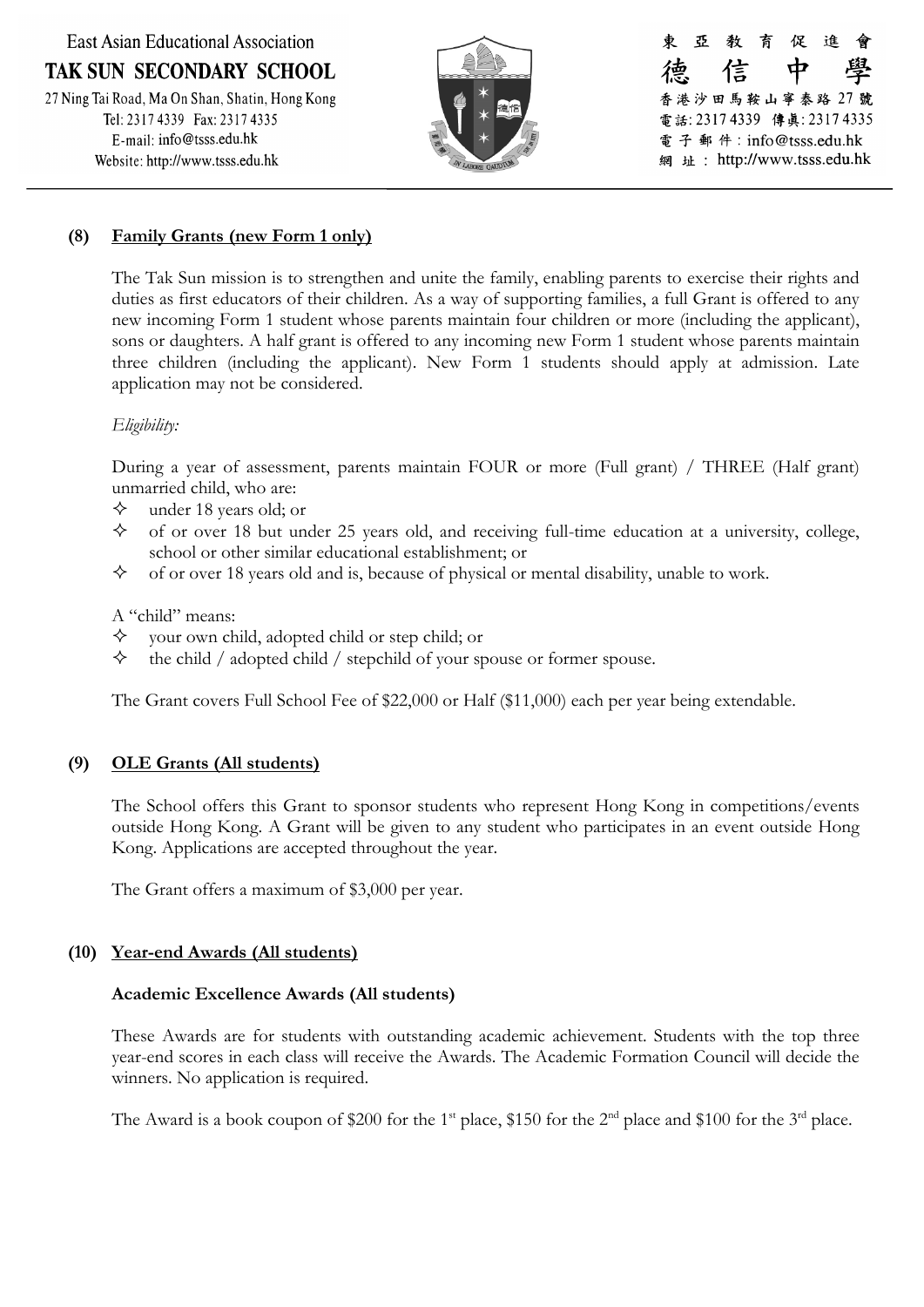## (8) Family Grants (new Form 1 only)

The Tak Sun mission is to strengthen and unite the family, enabling parents to exercise their rights and duties as first educators of their children. As a way of supporting families, a full Grant is offered to any new incoming Form 1 student whose parents maintain four children or more (including the applicant), sons or daughters. A half grant is offered to any incoming new Form 1 student whose parents maintain three children (including the applicant). New Form 1 students should apply at admission. Late application may not be considered.

*Eligibility:*

During a year of assessment, parents maintain FOUR or more (Full grant) / THREE (Half grant) unmarried child, who are:

- ✧ under 18 years old; or
- ✧ of or over 18 but under 25 years old, and receiving full-time education at a university, college, school or other similar educational establishment; or
- ✧ of or over 18 years old and is, because of physical or mental disability, unable to work.

A "child" means:

- ✧ your own child, adopted child or step child; or
- ✧ the child / adopted child / stepchild of your spouse or former spouse.

The Grant covers Full School Fee of $22,000 or Half ($11,000) each per year being extendable.

## (9) OLE Grants (All students)

The School offers this Grant to sponsor students who represent Hong Kong in competitions/events outside Hong Kong. A Grant will be given to any student who participates in an event outside Hong Kong. Applications are accepted throughout the year.

The Grant offers a maximum of $3,000 per year.

## (10) Year-end Awards (All students)

### Academic Excellence Awards (All students)

These Awards are for students with outstanding academic achievement. Students with the top three year-end scores in each class will receive the Awards. The Academic Formation Council will decide the winners. No application is required.

The Award is a book coupon of $200 for the 1st place, $150 for the 2nd place and $100 for the 3rd place.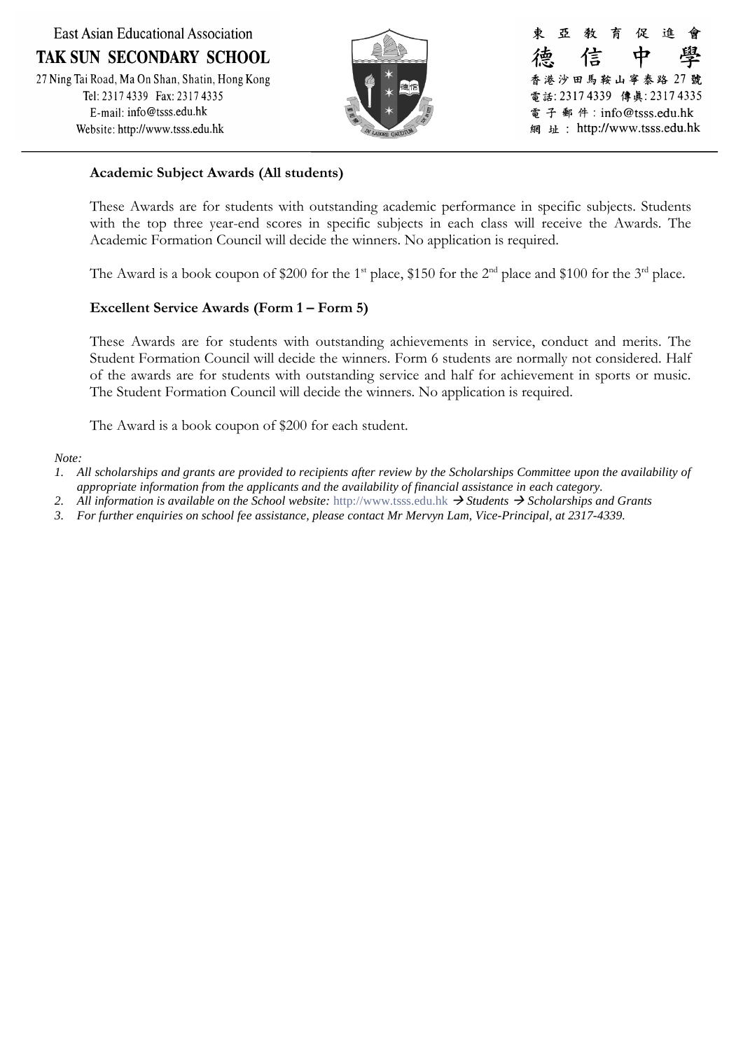### Academic Subject Awards (All students)

These Awards are for students with outstanding academic performance in specific subjects. Students with the top three year-end scores in specific subjects in each class will receive the Awards. The Academic Formation Council will decide the winners. No application is required.

The Award is a book coupon of $200 for the 1st place, $150 for the 2nd place and $100 for the 3rd place.

### Excellent Service Awards (Form 1 – Form 5)

These Awards are for students with outstanding achievements in service, conduct and merits. The Student Formation Council will decide the winners. Form 6 students are normally not considered. Half of the awards are for students with outstanding service and half for achievement in sports or music. The Student Formation Council will decide the winners. No application is required.

The Award is a book coupon of $200 for each student.

*Note:*

1. *All scholarships and grants are provided to recipients after review by the Scholarships Committee upon the availability of appropriate information from the applicants and the availability of financial assistance in each category.*
2. *All information is available on the School website:* http://www.tsss.edu.hk → *Students* → *Scholarships and Grants*
3. *For further enquiries on school fee assistance, please contact Mr Mervyn Lam, Vice-Principal, at 2317-4339.*